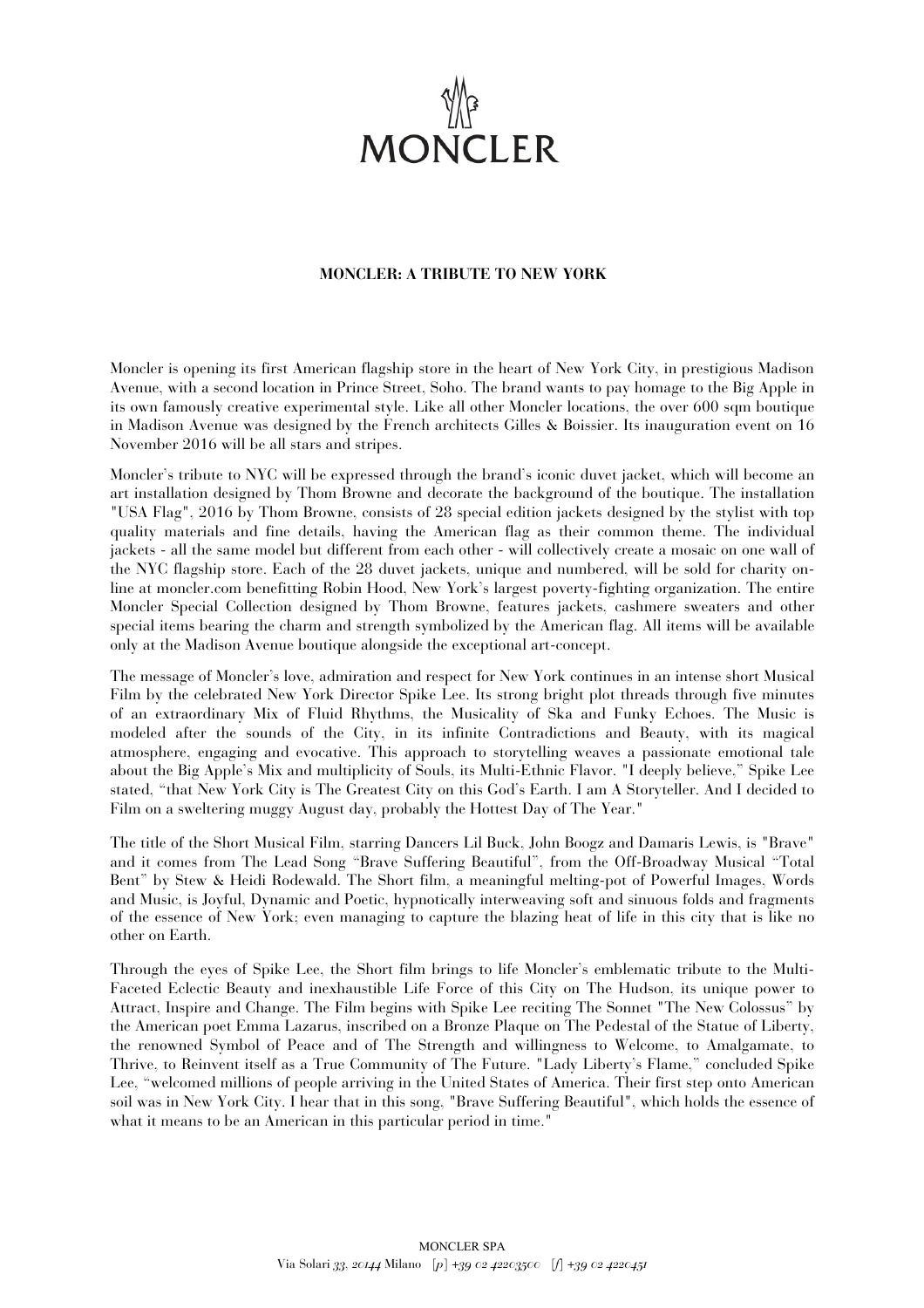# MONCLER: A TRIBUTE TO NEW YORK

Moncler is opening its first American flagship store in the heart of New York City, in prestigious Madison Avenue, with a second location in Prince Street, Soho. The brand wants to pay homage to the Big Apple in its own famously creative experimental style. Like all other Moncler locations, the over 600 sqm boutique in Madison Avenue was designed by the French architects Gilles & Boissier. Its inauguration event on 16 November 2016 will be all stars and stripes.

Moncler's tribute to NYC will be expressed through the brand's iconic duvet jacket, which will become an art installation designed by Thom Browne and decorate the background of the boutique. The installation "USA Flag", 2016 by Thom Browne, consists of 28 special edition jackets designed by the stylist with top quality materials and fine details, having the American flag as their common theme. The individual jackets - all the same model but different from each other - will collectively create a mosaic on one wall of the NYC flagship store. Each of the 28 duvet jackets, unique and numbered, will be sold for charity on-line at moncler.com benefitting Robin Hood, New York's largest poverty-fighting organization. The entire Moncler Special Collection designed by Thom Browne, features jackets, cashmere sweaters and other special items bearing the charm and strength symbolized by the American flag. All items will be available only at the Madison Avenue boutique alongside the exceptional art-concept.

The message of Moncler's love, admiration and respect for New York continues in an intense short Musical Film by the celebrated New York Director Spike Lee. Its strong bright plot threads through five minutes of an extraordinary Mix of Fluid Rhythms, the Musicality of Ska and Funky Echoes. The Music is modeled after the sounds of the City, in its infinite Contradictions and Beauty, with its magical atmosphere, engaging and evocative. This approach to storytelling weaves a passionate emotional tale about the Big Apple's Mix and multiplicity of Souls, its Multi-Ethnic Flavor. "I deeply believe," Spike Lee stated, "that New York City is The Greatest City on this God's Earth. I am A Storyteller. And I decided to Film on a sweltering muggy August day, probably the Hottest Day of The Year."

The title of the Short Musical Film, starring Dancers Lil Buck, John Boogz and Damaris Lewis, is "Brave" and it comes from The Lead Song "Brave Suffering Beautiful", from the Off-Broadway Musical "Total Bent" by Stew & Heidi Rodewald. The Short film, a meaningful melting-pot of Powerful Images, Words and Music, is Joyful, Dynamic and Poetic, hypnotically interweaving soft and sinuous folds and fragments of the essence of New York; even managing to capture the blazing heat of life in this city that is like no other on Earth.

Through the eyes of Spike Lee, the Short film brings to life Moncler's emblematic tribute to the Multi-Faceted Eclectic Beauty and inexhaustible Life Force of this City on The Hudson, its unique power to Attract, Inspire and Change. The Film begins with Spike Lee reciting The Sonnet "The New Colossus" by the American poet Emma Lazarus, inscribed on a Bronze Plaque on The Pedestal of the Statue of Liberty, the renowned Symbol of Peace and of The Strength and willingness to Welcome, to Amalgamate, to Thrive, to Reinvent itself as a True Community of The Future. "Lady Liberty's Flame," concluded Spike Lee, "welcomed millions of people arriving in the United States of America. Their first step onto American soil was in New York City. I hear that in this song, "Brave Suffering Beautiful", which holds the essence of what it means to be an American in this particular period in time."

MONCLER SPA
Via Solari 33, 20144 Milano [p] +39 02 42203500 [f] +39 02 4220451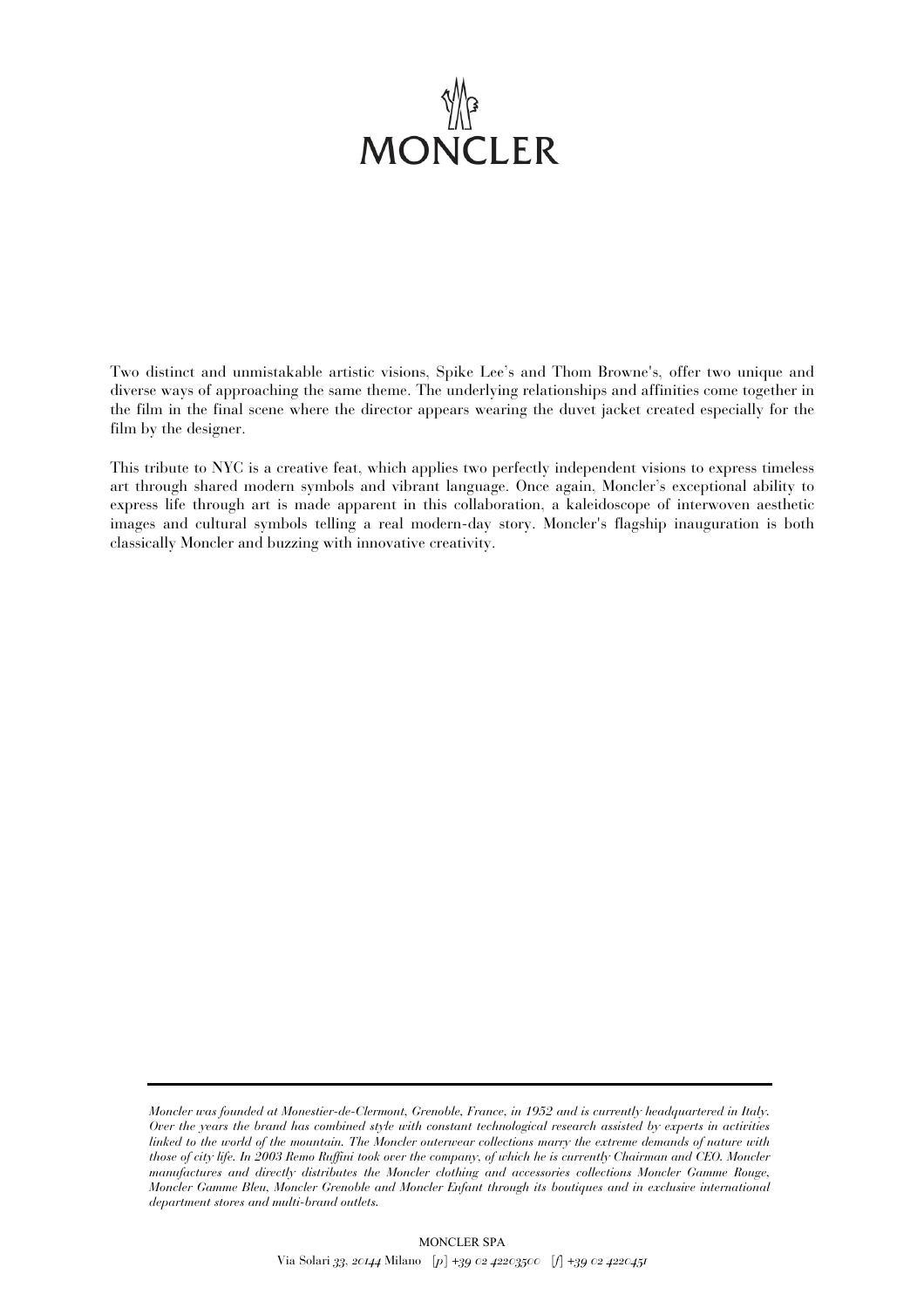Two distinct and unmistakable artistic visions, Spike Lee's and Thom Browne's, offer two unique and diverse ways of approaching the same theme. The underlying relationships and affinities come together in the film in the final scene where the director appears wearing the duvet jacket created especially for the film by the designer.

This tribute to NYC is a creative feat, which applies two perfectly independent visions to express timeless art through shared modern symbols and vibrant language. Once again, Moncler's exceptional ability to express life through art is made apparent in this collaboration, a kaleidoscope of interwoven aesthetic images and cultural symbols telling a real modern-day story. Moncler's flagship inauguration is both classically Moncler and buzzing with innovative creativity.

---

*Moncler was founded at Monestier-de-Clermont, Grenoble, France, in 1952 and is currently headquartered in Italy. Over the years the brand has combined style with constant technological research assisted by experts in activities linked to the world of the mountain. The Moncler outerwear collections marry the extreme demands of nature with those of city life. In 2003 Remo Ruffini took over the company, of which he is currently Chairman and CEO. Moncler manufactures and directly distributes the Moncler clothing and accessories collections Moncler Gamme Rouge, Moncler Gamme Bleu, Moncler Grenoble and Moncler Enfant through its boutiques and in exclusive international department stores and multi-brand outlets.*

MONCLER SPA

Via Solari 33, 20144 Milano [p] +39 02 42203500 [f] +39 02 4220451